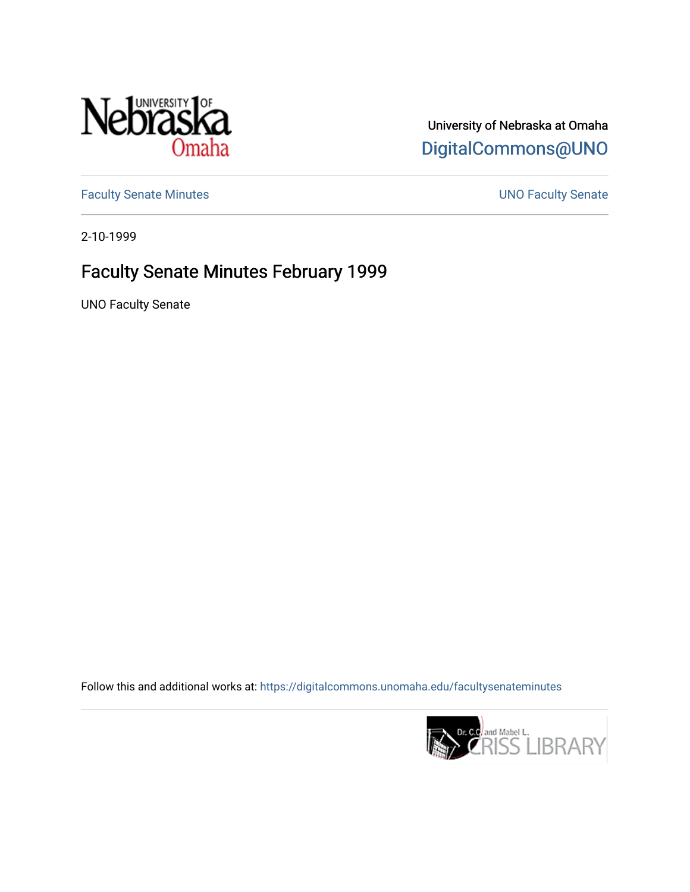University of Nebraska at Omaha

DigitalCommons@UNO

Faculty Senate Minutes

UNO Faculty Senate

2-10-1999

# Faculty Senate Minutes February 1999

UNO Faculty Senate

Follow this and additional works at: https://digitalcommons.unomaha.edu/facultysenateminutes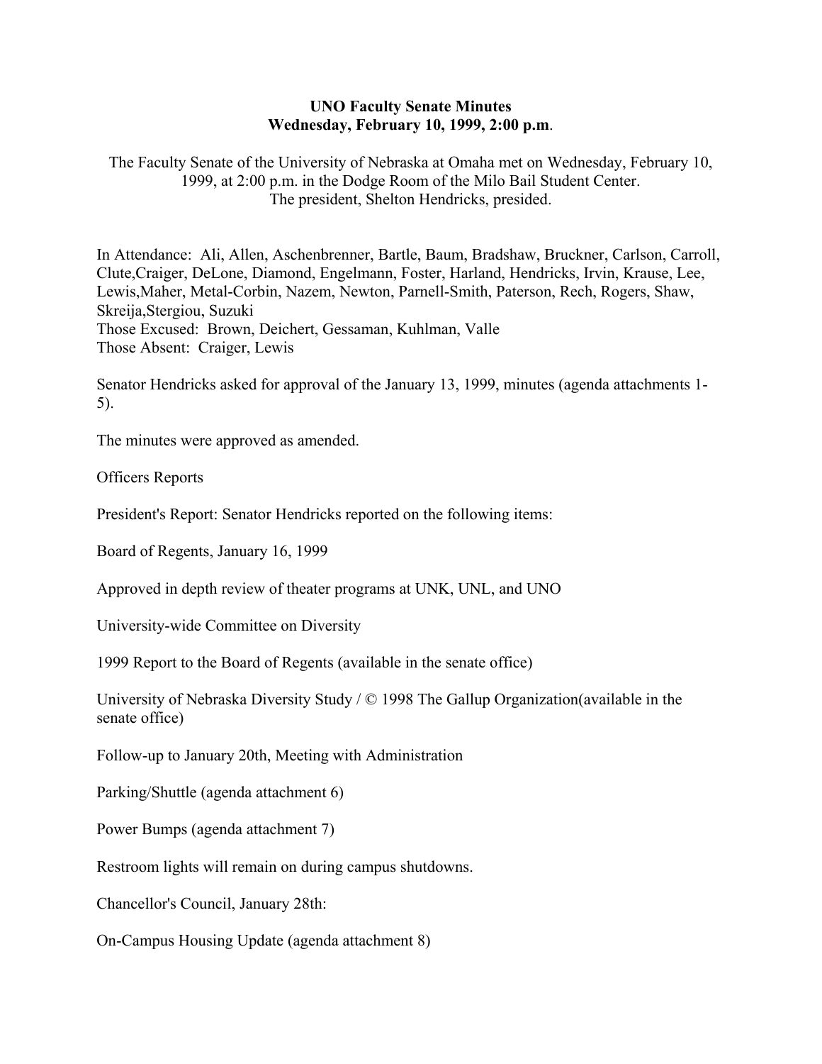**UNO Faculty Senate Minutes**
**Wednesday, February 10, 1999, 2:00 p.m**.

The Faculty Senate of the University of Nebraska at Omaha met on Wednesday, February 10, 1999, at 2:00 p.m. in the Dodge Room of the Milo Bail Student Center. The president, Shelton Hendricks, presided.

In Attendance: Ali, Allen, Aschenbrenner, Bartle, Baum, Bradshaw, Bruckner, Carlson, Carroll, Clute,Craiger, DeLone, Diamond, Engelmann, Foster, Harland, Hendricks, Irvin, Krause, Lee, Lewis,Maher, Metal-Corbin, Nazem, Newton, Parnell-Smith, Paterson, Rech, Rogers, Shaw, Skreija,Stergiou, Suzuki
Those Excused: Brown, Deichert, Gessaman, Kuhlman, Valle
Those Absent: Craiger, Lewis

Senator Hendricks asked for approval of the January 13, 1999, minutes (agenda attachments 1-5).

The minutes were approved as amended.

Officers Reports

President's Report: Senator Hendricks reported on the following items:

Board of Regents, January 16, 1999

Approved in depth review of theater programs at UNK, UNL, and UNO

University-wide Committee on Diversity

1999 Report to the Board of Regents (available in the senate office)

University of Nebraska Diversity Study / © 1998 The Gallup Organization(available in the senate office)

Follow-up to January 20th, Meeting with Administration

Parking/Shuttle (agenda attachment 6)

Power Bumps (agenda attachment 7)

Restroom lights will remain on during campus shutdowns.

Chancellor's Council, January 28th:

On-Campus Housing Update (agenda attachment 8)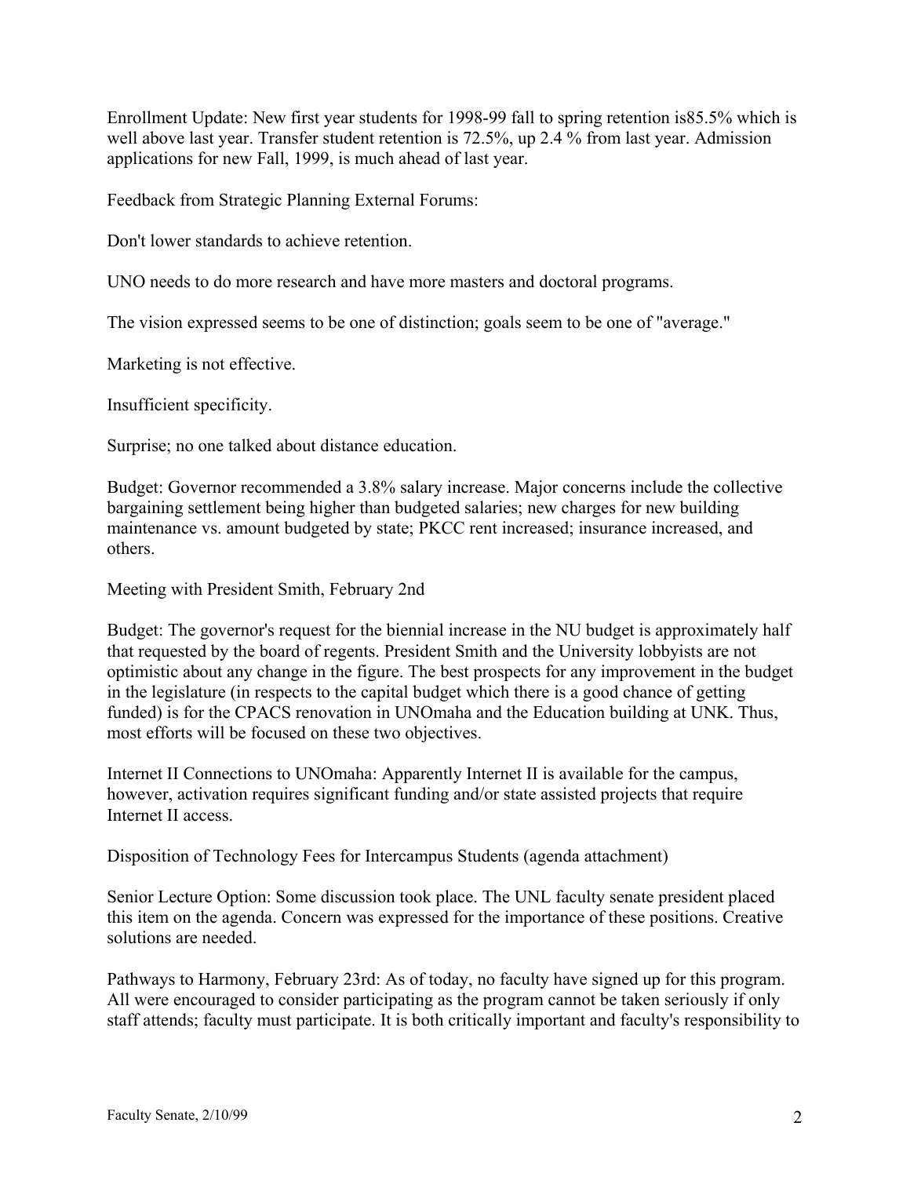Enrollment Update: New first year students for 1998-99 fall to spring retention is85.5% which is well above last year. Transfer student retention is 72.5%, up 2.4 % from last year. Admission applications for new Fall, 1999, is much ahead of last year.

Feedback from Strategic Planning External Forums:

Don't lower standards to achieve retention.

UNO needs to do more research and have more masters and doctoral programs.

The vision expressed seems to be one of distinction; goals seem to be one of "average."

Marketing is not effective.

Insufficient specificity.

Surprise; no one talked about distance education.

Budget: Governor recommended a 3.8% salary increase. Major concerns include the collective bargaining settlement being higher than budgeted salaries; new charges for new building maintenance vs. amount budgeted by state; PKCC rent increased; insurance increased, and others.

Meeting with President Smith, February 2nd

Budget: The governor's request for the biennial increase in the NU budget is approximately half that requested by the board of regents. President Smith and the University lobbyists are not optimistic about any change in the figure. The best prospects for any improvement in the budget in the legislature (in respects to the capital budget which there is a good chance of getting funded) is for the CPACS renovation in UNOmaha and the Education building at UNK. Thus, most efforts will be focused on these two objectives.

Internet II Connections to UNOmaha: Apparently Internet II is available for the campus, however, activation requires significant funding and/or state assisted projects that require Internet II access.

Disposition of Technology Fees for Intercampus Students (agenda attachment)

Senior Lecture Option: Some discussion took place. The UNL faculty senate president placed this item on the agenda. Concern was expressed for the importance of these positions. Creative solutions are needed.

Pathways to Harmony, February 23rd: As of today, no faculty have signed up for this program. All were encouraged to consider participating as the program cannot be taken seriously if only staff attends; faculty must participate. It is both critically important and faculty's responsibility to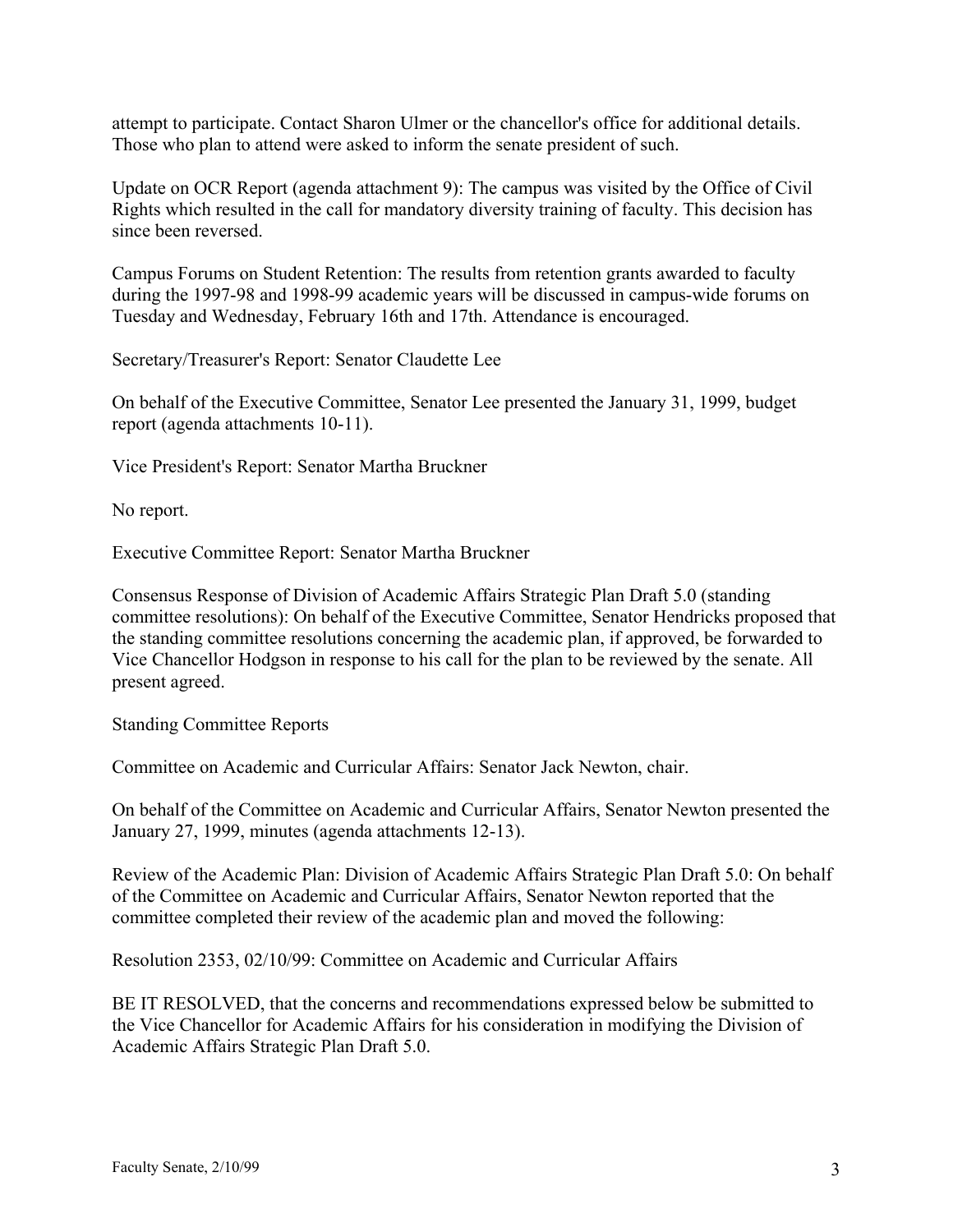attempt to participate. Contact Sharon Ulmer or the chancellor's office for additional details. Those who plan to attend were asked to inform the senate president of such.

Update on OCR Report (agenda attachment 9): The campus was visited by the Office of Civil Rights which resulted in the call for mandatory diversity training of faculty. This decision has since been reversed.

Campus Forums on Student Retention: The results from retention grants awarded to faculty during the 1997-98 and 1998-99 academic years will be discussed in campus-wide forums on Tuesday and Wednesday, February 16th and 17th. Attendance is encouraged.

Secretary/Treasurer's Report: Senator Claudette Lee

On behalf of the Executive Committee, Senator Lee presented the January 31, 1999, budget report (agenda attachments 10-11).

Vice President's Report: Senator Martha Bruckner

No report.

Executive Committee Report: Senator Martha Bruckner

Consensus Response of Division of Academic Affairs Strategic Plan Draft 5.0 (standing committee resolutions): On behalf of the Executive Committee, Senator Hendricks proposed that the standing committee resolutions concerning the academic plan, if approved, be forwarded to Vice Chancellor Hodgson in response to his call for the plan to be reviewed by the senate. All present agreed.

Standing Committee Reports

Committee on Academic and Curricular Affairs: Senator Jack Newton, chair.

On behalf of the Committee on Academic and Curricular Affairs, Senator Newton presented the January 27, 1999, minutes (agenda attachments 12-13).

Review of the Academic Plan: Division of Academic Affairs Strategic Plan Draft 5.0: On behalf of the Committee on Academic and Curricular Affairs, Senator Newton reported that the committee completed their review of the academic plan and moved the following:

Resolution 2353, 02/10/99: Committee on Academic and Curricular Affairs

BE IT RESOLVED, that the concerns and recommendations expressed below be submitted to the Vice Chancellor for Academic Affairs for his consideration in modifying the Division of Academic Affairs Strategic Plan Draft 5.0.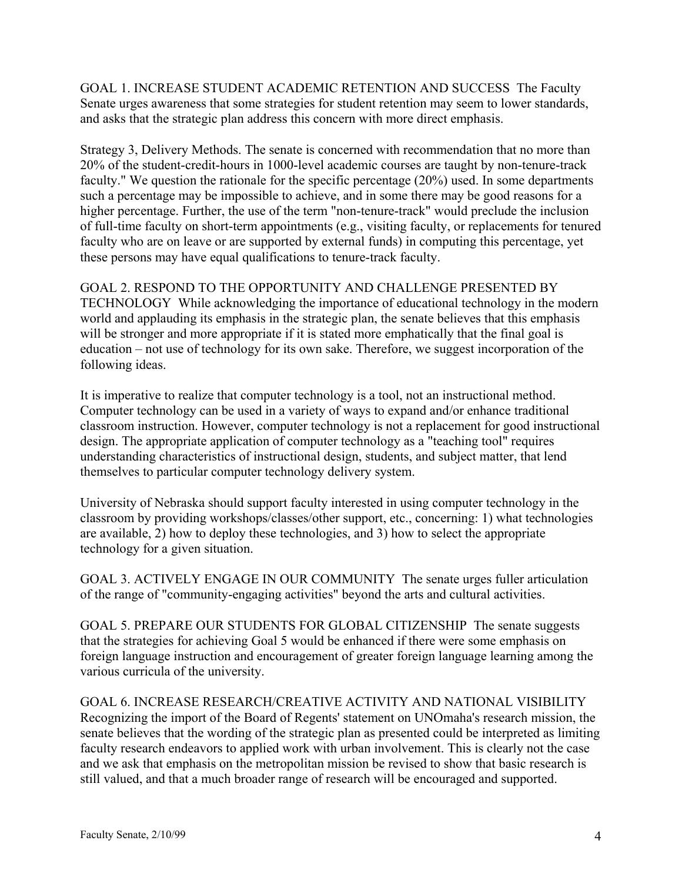GOAL 1. INCREASE STUDENT ACADEMIC RETENTION AND SUCCESS The Faculty Senate urges awareness that some strategies for student retention may seem to lower standards, and asks that the strategic plan address this concern with more direct emphasis.

Strategy 3, Delivery Methods. The senate is concerned with recommendation that no more than 20% of the student-credit-hours in 1000-level academic courses are taught by non-tenure-track faculty." We question the rationale for the specific percentage (20%) used. In some departments such a percentage may be impossible to achieve, and in some there may be good reasons for a higher percentage. Further, the use of the term "non-tenure-track" would preclude the inclusion of full-time faculty on short-term appointments (e.g., visiting faculty, or replacements for tenured faculty who are on leave or are supported by external funds) in computing this percentage, yet these persons may have equal qualifications to tenure-track faculty.

GOAL 2. RESPOND TO THE OPPORTUNITY AND CHALLENGE PRESENTED BY TECHNOLOGY While acknowledging the importance of educational technology in the modern world and applauding its emphasis in the strategic plan, the senate believes that this emphasis will be stronger and more appropriate if it is stated more emphatically that the final goal is education – not use of technology for its own sake. Therefore, we suggest incorporation of the following ideas.

It is imperative to realize that computer technology is a tool, not an instructional method. Computer technology can be used in a variety of ways to expand and/or enhance traditional classroom instruction. However, computer technology is not a replacement for good instructional design. The appropriate application of computer technology as a "teaching tool" requires understanding characteristics of instructional design, students, and subject matter, that lend themselves to particular computer technology delivery system.

University of Nebraska should support faculty interested in using computer technology in the classroom by providing workshops/classes/other support, etc., concerning: 1) what technologies are available, 2) how to deploy these technologies, and 3) how to select the appropriate technology for a given situation.

GOAL 3. ACTIVELY ENGAGE IN OUR COMMUNITY The senate urges fuller articulation of the range of "community-engaging activities" beyond the arts and cultural activities.

GOAL 5. PREPARE OUR STUDENTS FOR GLOBAL CITIZENSHIP The senate suggests that the strategies for achieving Goal 5 would be enhanced if there were some emphasis on foreign language instruction and encouragement of greater foreign language learning among the various curricula of the university.

GOAL 6. INCREASE RESEARCH/CREATIVE ACTIVITY AND NATIONAL VISIBILITY Recognizing the import of the Board of Regents' statement on UNOmaha's research mission, the senate believes that the wording of the strategic plan as presented could be interpreted as limiting faculty research endeavors to applied work with urban involvement. This is clearly not the case and we ask that emphasis on the metropolitan mission be revised to show that basic research is still valued, and that a much broader range of research will be encouraged and supported.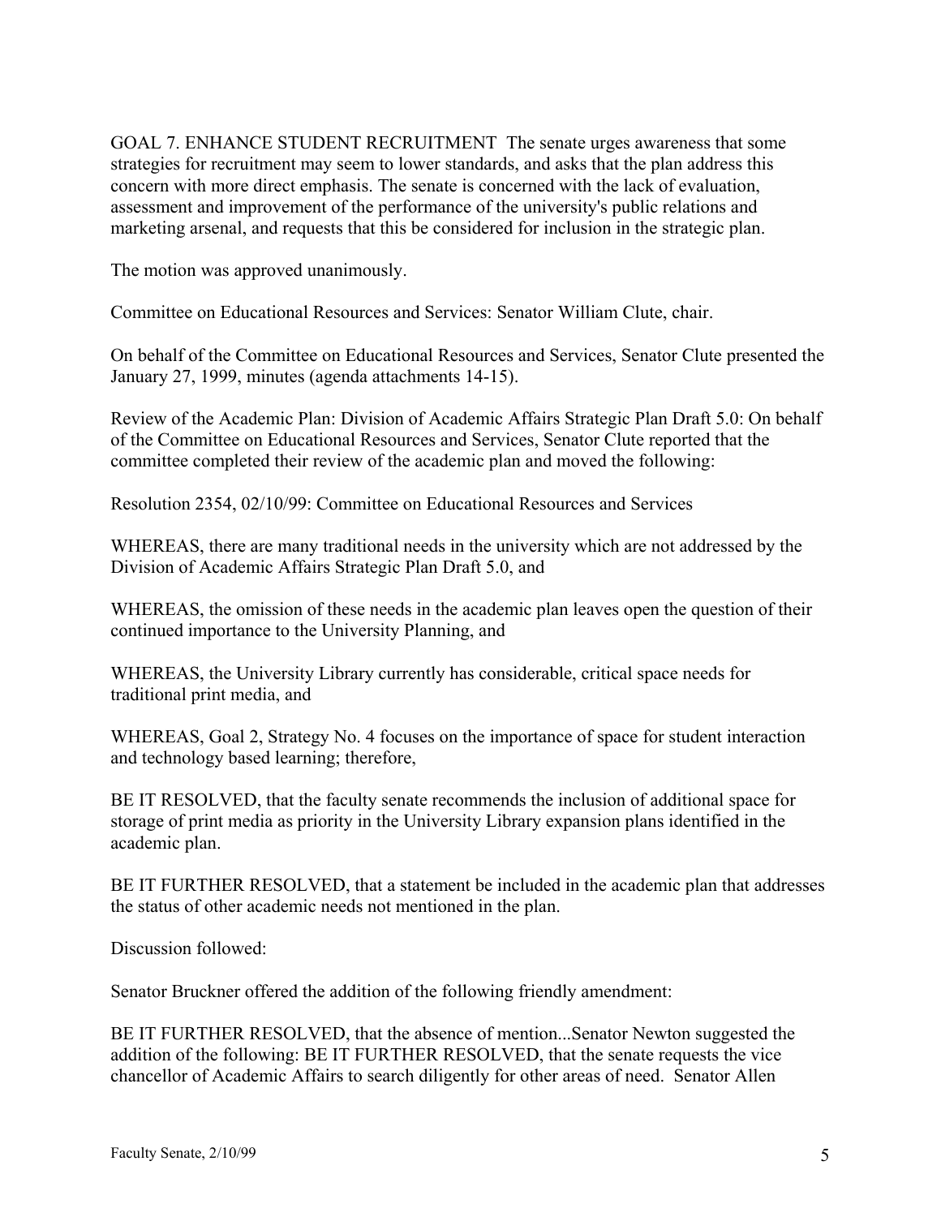GOAL 7. ENHANCE STUDENT RECRUITMENT The senate urges awareness that some strategies for recruitment may seem to lower standards, and asks that the plan address this concern with more direct emphasis. The senate is concerned with the lack of evaluation, assessment and improvement of the performance of the university's public relations and marketing arsenal, and requests that this be considered for inclusion in the strategic plan.

The motion was approved unanimously.

Committee on Educational Resources and Services: Senator William Clute, chair.

On behalf of the Committee on Educational Resources and Services, Senator Clute presented the January 27, 1999, minutes (agenda attachments 14-15).

Review of the Academic Plan: Division of Academic Affairs Strategic Plan Draft 5.0: On behalf of the Committee on Educational Resources and Services, Senator Clute reported that the committee completed their review of the academic plan and moved the following:

Resolution 2354, 02/10/99: Committee on Educational Resources and Services

WHEREAS, there are many traditional needs in the university which are not addressed by the Division of Academic Affairs Strategic Plan Draft 5.0, and

WHEREAS, the omission of these needs in the academic plan leaves open the question of their continued importance to the University Planning, and

WHEREAS, the University Library currently has considerable, critical space needs for traditional print media, and

WHEREAS, Goal 2, Strategy No. 4 focuses on the importance of space for student interaction and technology based learning; therefore,

BE IT RESOLVED, that the faculty senate recommends the inclusion of additional space for storage of print media as priority in the University Library expansion plans identified in the academic plan.

BE IT FURTHER RESOLVED, that a statement be included in the academic plan that addresses the status of other academic needs not mentioned in the plan.

Discussion followed:

Senator Bruckner offered the addition of the following friendly amendment:

BE IT FURTHER RESOLVED, that the absence of mention...Senator Newton suggested the addition of the following: BE IT FURTHER RESOLVED, that the senate requests the vice chancellor of Academic Affairs to search diligently for other areas of need. Senator Allen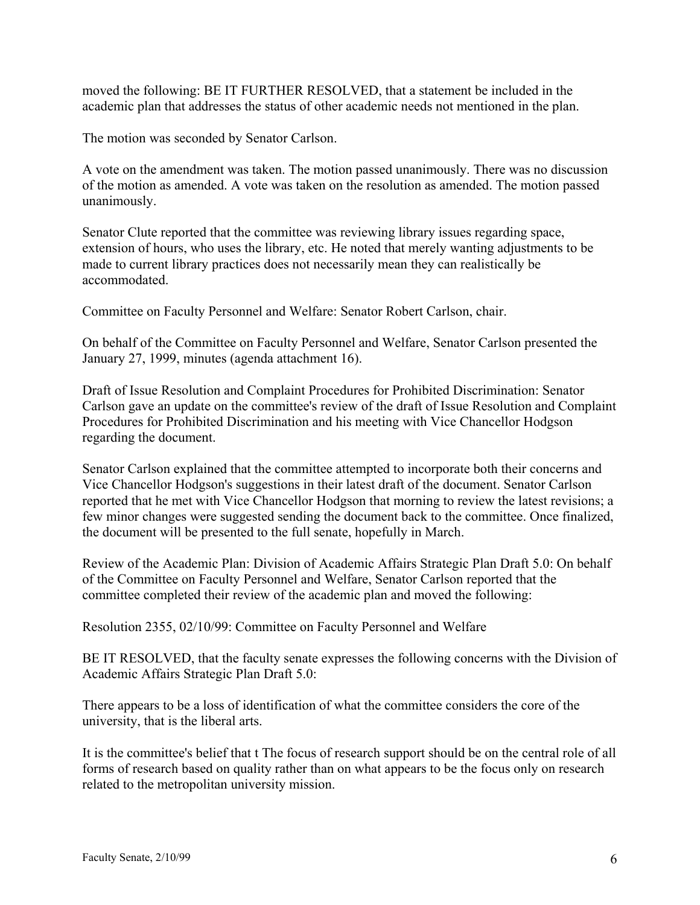moved the following: BE IT FURTHER RESOLVED, that a statement be included in the academic plan that addresses the status of other academic needs not mentioned in the plan.

The motion was seconded by Senator Carlson.

A vote on the amendment was taken. The motion passed unanimously. There was no discussion of the motion as amended. A vote was taken on the resolution as amended. The motion passed unanimously.

Senator Clute reported that the committee was reviewing library issues regarding space, extension of hours, who uses the library, etc. He noted that merely wanting adjustments to be made to current library practices does not necessarily mean they can realistically be accommodated.

Committee on Faculty Personnel and Welfare: Senator Robert Carlson, chair.

On behalf of the Committee on Faculty Personnel and Welfare, Senator Carlson presented the January 27, 1999, minutes (agenda attachment 16).

Draft of Issue Resolution and Complaint Procedures for Prohibited Discrimination: Senator Carlson gave an update on the committee's review of the draft of Issue Resolution and Complaint Procedures for Prohibited Discrimination and his meeting with Vice Chancellor Hodgson regarding the document.

Senator Carlson explained that the committee attempted to incorporate both their concerns and Vice Chancellor Hodgson's suggestions in their latest draft of the document. Senator Carlson reported that he met with Vice Chancellor Hodgson that morning to review the latest revisions; a few minor changes were suggested sending the document back to the committee. Once finalized, the document will be presented to the full senate, hopefully in March.

Review of the Academic Plan: Division of Academic Affairs Strategic Plan Draft 5.0: On behalf of the Committee on Faculty Personnel and Welfare, Senator Carlson reported that the committee completed their review of the academic plan and moved the following:

Resolution 2355, 02/10/99: Committee on Faculty Personnel and Welfare

BE IT RESOLVED, that the faculty senate expresses the following concerns with the Division of Academic Affairs Strategic Plan Draft 5.0:

There appears to be a loss of identification of what the committee considers the core of the university, that is the liberal arts.

It is the committee's belief that t The focus of research support should be on the central role of all forms of research based on quality rather than on what appears to be the focus only on research related to the metropolitan university mission.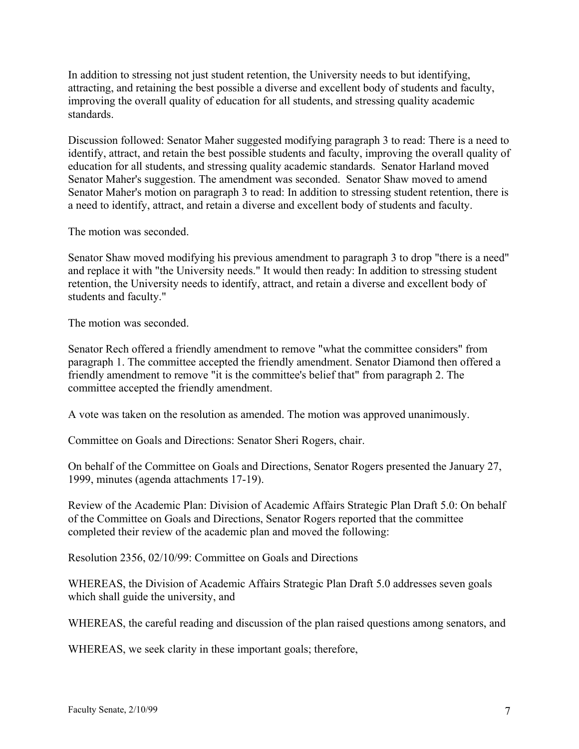In addition to stressing not just student retention, the University needs to but identifying, attracting, and retaining the best possible a diverse and excellent body of students and faculty, improving the overall quality of education for all students, and stressing quality academic standards.

Discussion followed: Senator Maher suggested modifying paragraph 3 to read: There is a need to identify, attract, and retain the best possible students and faculty, improving the overall quality of education for all students, and stressing quality academic standards. Senator Harland moved Senator Maher's suggestion. The amendment was seconded. Senator Shaw moved to amend Senator Maher's motion on paragraph 3 to read: In addition to stressing student retention, there is a need to identify, attract, and retain a diverse and excellent body of students and faculty.

The motion was seconded.

Senator Shaw moved modifying his previous amendment to paragraph 3 to drop "there is a need" and replace it with "the University needs." It would then ready: In addition to stressing student retention, the University needs to identify, attract, and retain a diverse and excellent body of students and faculty."

The motion was seconded.

Senator Rech offered a friendly amendment to remove "what the committee considers" from paragraph 1. The committee accepted the friendly amendment. Senator Diamond then offered a friendly amendment to remove "it is the committee's belief that" from paragraph 2. The committee accepted the friendly amendment.

A vote was taken on the resolution as amended. The motion was approved unanimously.

Committee on Goals and Directions: Senator Sheri Rogers, chair.

On behalf of the Committee on Goals and Directions, Senator Rogers presented the January 27, 1999, minutes (agenda attachments 17-19).

Review of the Academic Plan: Division of Academic Affairs Strategic Plan Draft 5.0: On behalf of the Committee on Goals and Directions, Senator Rogers reported that the committee completed their review of the academic plan and moved the following:

Resolution 2356, 02/10/99: Committee on Goals and Directions

WHEREAS, the Division of Academic Affairs Strategic Plan Draft 5.0 addresses seven goals which shall guide the university, and

WHEREAS, the careful reading and discussion of the plan raised questions among senators, and

WHEREAS, we seek clarity in these important goals; therefore,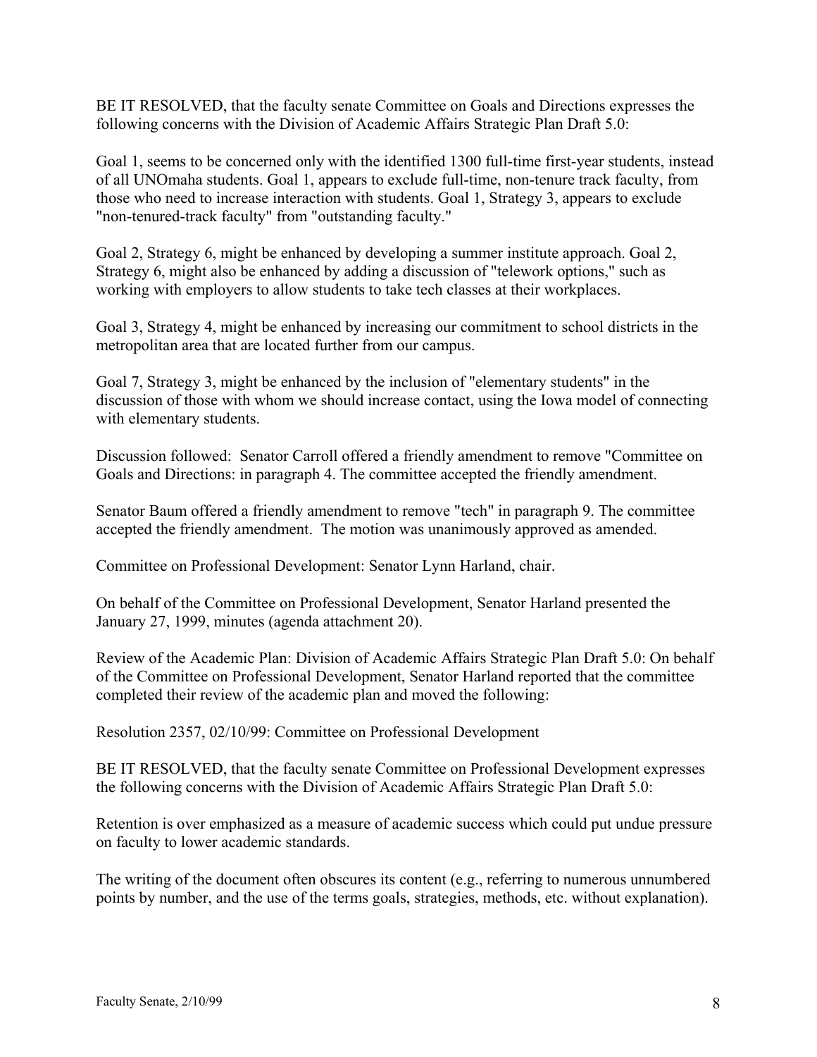BE IT RESOLVED, that the faculty senate Committee on Goals and Directions expresses the following concerns with the Division of Academic Affairs Strategic Plan Draft 5.0:

Goal 1, seems to be concerned only with the identified 1300 full-time first-year students, instead of all UNOmaha students. Goal 1, appears to exclude full-time, non-tenure track faculty, from those who need to increase interaction with students. Goal 1, Strategy 3, appears to exclude "non-tenured-track faculty" from "outstanding faculty."

Goal 2, Strategy 6, might be enhanced by developing a summer institute approach. Goal 2, Strategy 6, might also be enhanced by adding a discussion of "telework options," such as working with employers to allow students to take tech classes at their workplaces.

Goal 3, Strategy 4, might be enhanced by increasing our commitment to school districts in the metropolitan area that are located further from our campus.

Goal 7, Strategy 3, might be enhanced by the inclusion of "elementary students" in the discussion of those with whom we should increase contact, using the Iowa model of connecting with elementary students.

Discussion followed: Senator Carroll offered a friendly amendment to remove "Committee on Goals and Directions: in paragraph 4. The committee accepted the friendly amendment.

Senator Baum offered a friendly amendment to remove "tech" in paragraph 9. The committee accepted the friendly amendment. The motion was unanimously approved as amended.

Committee on Professional Development: Senator Lynn Harland, chair.

On behalf of the Committee on Professional Development, Senator Harland presented the January 27, 1999, minutes (agenda attachment 20).

Review of the Academic Plan: Division of Academic Affairs Strategic Plan Draft 5.0: On behalf of the Committee on Professional Development, Senator Harland reported that the committee completed their review of the academic plan and moved the following:

Resolution 2357, 02/10/99: Committee on Professional Development

BE IT RESOLVED, that the faculty senate Committee on Professional Development expresses the following concerns with the Division of Academic Affairs Strategic Plan Draft 5.0:

Retention is over emphasized as a measure of academic success which could put undue pressure on faculty to lower academic standards.

The writing of the document often obscures its content (e.g., referring to numerous unnumbered points by number, and the use of the terms goals, strategies, methods, etc. without explanation).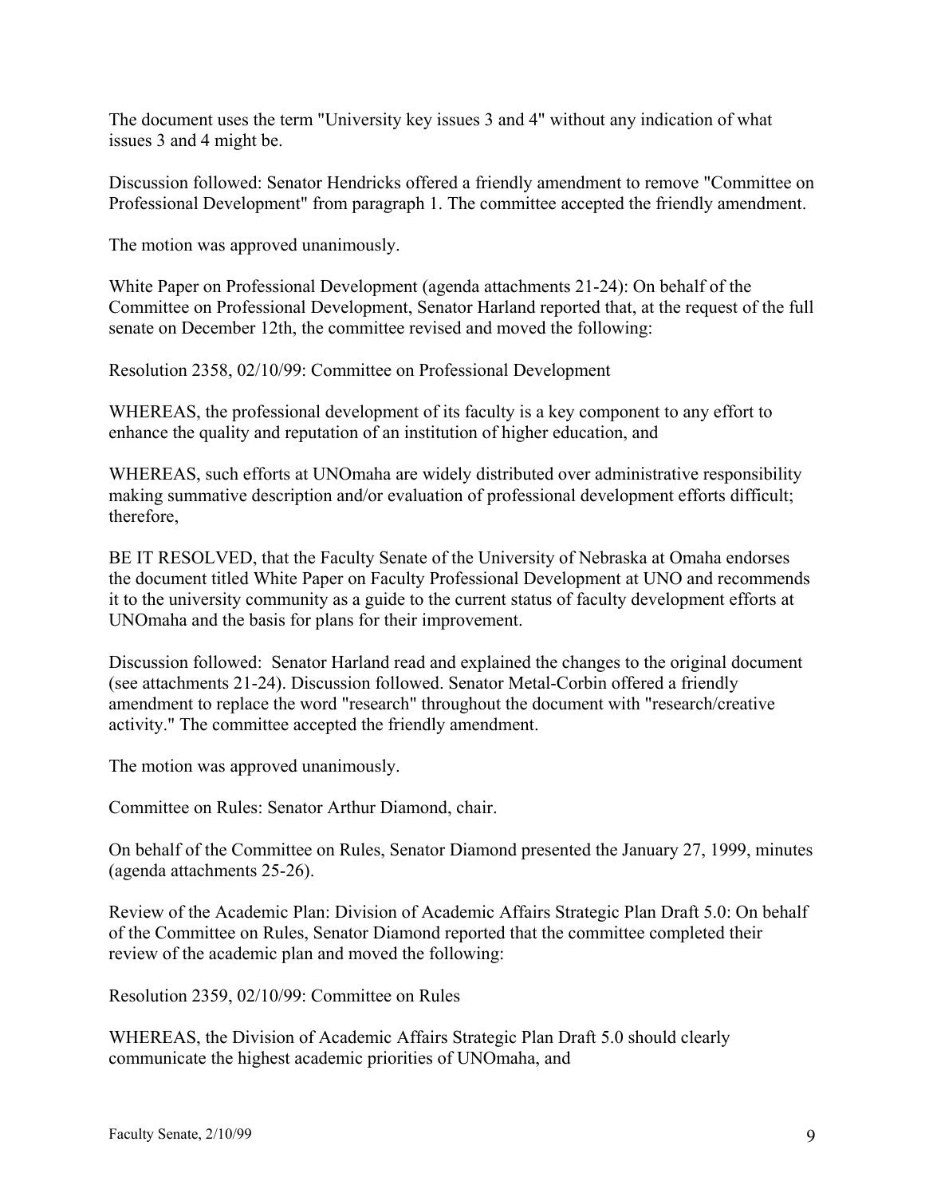The document uses the term "University key issues 3 and 4" without any indication of what issues 3 and 4 might be.

Discussion followed: Senator Hendricks offered a friendly amendment to remove "Committee on Professional Development" from paragraph 1. The committee accepted the friendly amendment.

The motion was approved unanimously.

White Paper on Professional Development (agenda attachments 21-24): On behalf of the Committee on Professional Development, Senator Harland reported that, at the request of the full senate on December 12th, the committee revised and moved the following:

Resolution 2358, 02/10/99: Committee on Professional Development

WHEREAS, the professional development of its faculty is a key component to any effort to enhance the quality and reputation of an institution of higher education, and

WHEREAS, such efforts at UNOmaha are widely distributed over administrative responsibility making summative description and/or evaluation of professional development efforts difficult; therefore,

BE IT RESOLVED, that the Faculty Senate of the University of Nebraska at Omaha endorses the document titled White Paper on Faculty Professional Development at UNO and recommends it to the university community as a guide to the current status of faculty development efforts at UNOmaha and the basis for plans for their improvement.

Discussion followed: Senator Harland read and explained the changes to the original document (see attachments 21-24). Discussion followed. Senator Metal-Corbin offered a friendly amendment to replace the word "research" throughout the document with "research/creative activity." The committee accepted the friendly amendment.

The motion was approved unanimously.

Committee on Rules: Senator Arthur Diamond, chair.

On behalf of the Committee on Rules, Senator Diamond presented the January 27, 1999, minutes (agenda attachments 25-26).

Review of the Academic Plan: Division of Academic Affairs Strategic Plan Draft 5.0: On behalf of the Committee on Rules, Senator Diamond reported that the committee completed their review of the academic plan and moved the following:

Resolution 2359, 02/10/99: Committee on Rules

WHEREAS, the Division of Academic Affairs Strategic Plan Draft 5.0 should clearly communicate the highest academic priorities of UNOmaha, and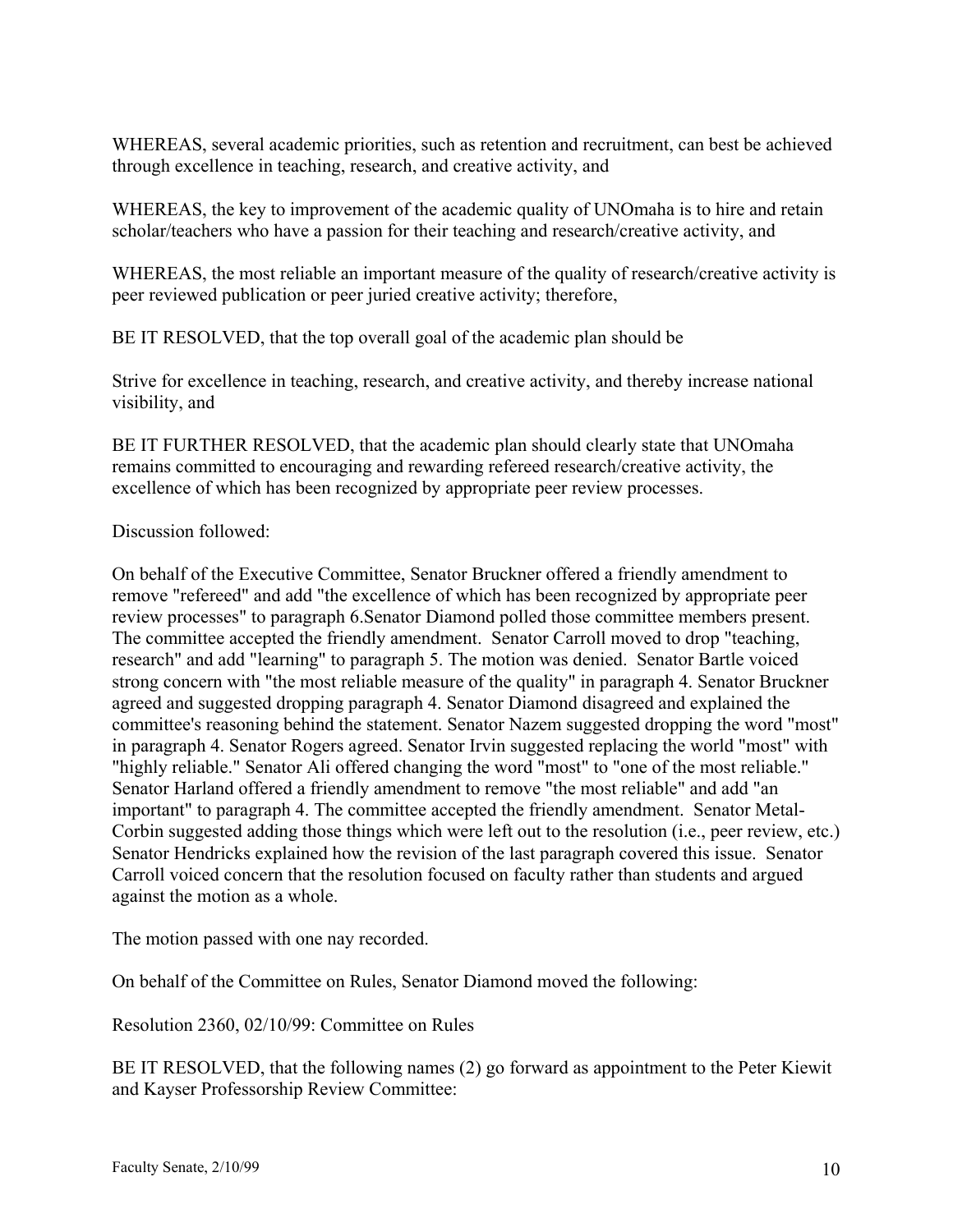WHEREAS, several academic priorities, such as retention and recruitment, can best be achieved through excellence in teaching, research, and creative activity, and

WHEREAS, the key to improvement of the academic quality of UNOmaha is to hire and retain scholar/teachers who have a passion for their teaching and research/creative activity, and

WHEREAS, the most reliable an important measure of the quality of research/creative activity is peer reviewed publication or peer juried creative activity; therefore,

BE IT RESOLVED, that the top overall goal of the academic plan should be

Strive for excellence in teaching, research, and creative activity, and thereby increase national visibility, and

BE IT FURTHER RESOLVED, that the academic plan should clearly state that UNOmaha remains committed to encouraging and rewarding refereed research/creative activity, the excellence of which has been recognized by appropriate peer review processes.

Discussion followed:

On behalf of the Executive Committee, Senator Bruckner offered a friendly amendment to remove "refereed" and add "the excellence of which has been recognized by appropriate peer review processes" to paragraph 6.Senator Diamond polled those committee members present. The committee accepted the friendly amendment. Senator Carroll moved to drop "teaching, research" and add "learning" to paragraph 5. The motion was denied. Senator Bartle voiced strong concern with "the most reliable measure of the quality" in paragraph 4. Senator Bruckner agreed and suggested dropping paragraph 4. Senator Diamond disagreed and explained the committee's reasoning behind the statement. Senator Nazem suggested dropping the word "most" in paragraph 4. Senator Rogers agreed. Senator Irvin suggested replacing the world "most" with "highly reliable." Senator Ali offered changing the word "most" to "one of the most reliable." Senator Harland offered a friendly amendment to remove "the most reliable" and add "an important" to paragraph 4. The committee accepted the friendly amendment. Senator Metal-Corbin suggested adding those things which were left out to the resolution (i.e., peer review, etc.) Senator Hendricks explained how the revision of the last paragraph covered this issue. Senator Carroll voiced concern that the resolution focused on faculty rather than students and argued against the motion as a whole.

The motion passed with one nay recorded.

On behalf of the Committee on Rules, Senator Diamond moved the following:

Resolution 2360, 02/10/99: Committee on Rules

BE IT RESOLVED, that the following names (2) go forward as appointment to the Peter Kiewit and Kayser Professorship Review Committee: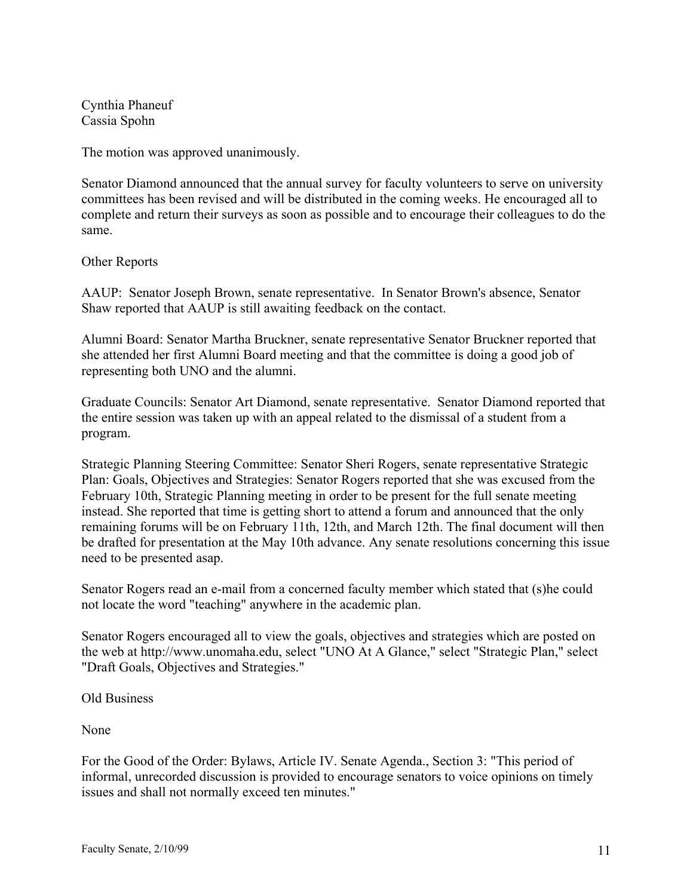Cynthia Phaneuf
Cassia Spohn

The motion was approved unanimously.

Senator Diamond announced that the annual survey for faculty volunteers to serve on university committees has been revised and will be distributed in the coming weeks. He encouraged all to complete and return their surveys as soon as possible and to encourage their colleagues to do the same.

Other Reports

AAUP: Senator Joseph Brown, senate representative. In Senator Brown's absence, Senator Shaw reported that AAUP is still awaiting feedback on the contact.

Alumni Board: Senator Martha Bruckner, senate representative Senator Bruckner reported that she attended her first Alumni Board meeting and that the committee is doing a good job of representing both UNO and the alumni.

Graduate Councils: Senator Art Diamond, senate representative. Senator Diamond reported that the entire session was taken up with an appeal related to the dismissal of a student from a program.

Strategic Planning Steering Committee: Senator Sheri Rogers, senate representative Strategic Plan: Goals, Objectives and Strategies: Senator Rogers reported that she was excused from the February 10th, Strategic Planning meeting in order to be present for the full senate meeting instead. She reported that time is getting short to attend a forum and announced that the only remaining forums will be on February 11th, 12th, and March 12th. The final document will then be drafted for presentation at the May 10th advance. Any senate resolutions concerning this issue need to be presented asap.

Senator Rogers read an e-mail from a concerned faculty member which stated that (s)he could not locate the word "teaching" anywhere in the academic plan.

Senator Rogers encouraged all to view the goals, objectives and strategies which are posted on the web at http://www.unomaha.edu, select "UNO At A Glance," select "Strategic Plan," select "Draft Goals, Objectives and Strategies."

Old Business

None

For the Good of the Order: Bylaws, Article IV. Senate Agenda., Section 3: "This period of informal, unrecorded discussion is provided to encourage senators to voice opinions on timely issues and shall not normally exceed ten minutes."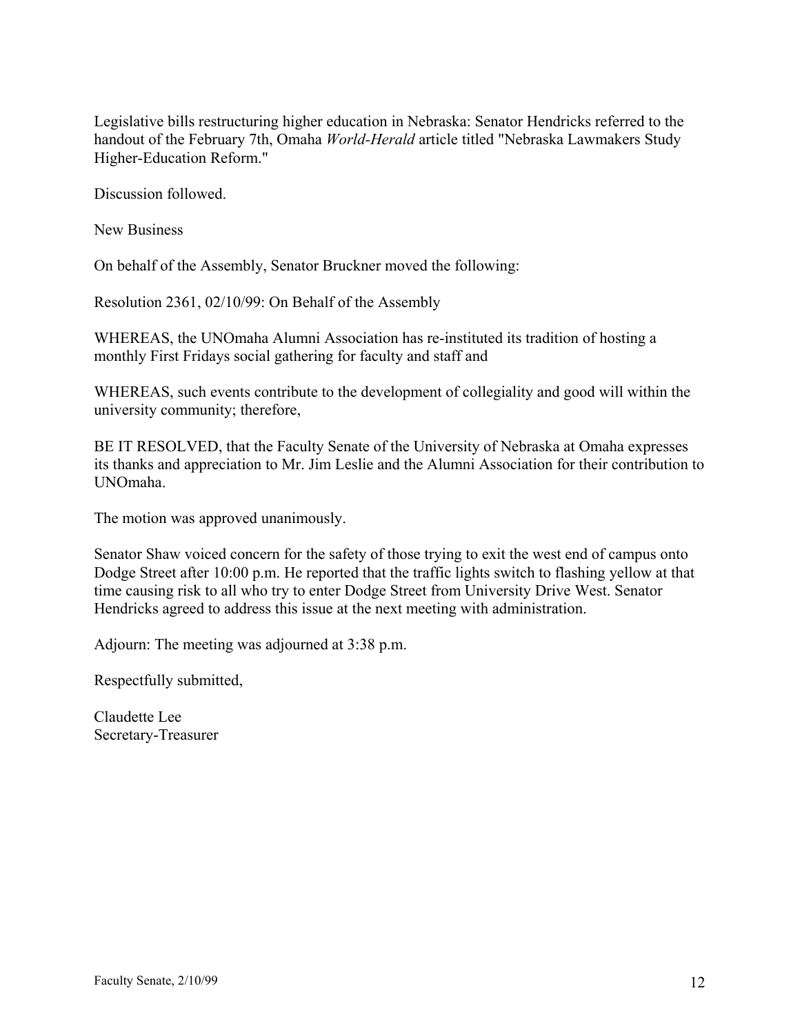Legislative bills restructuring higher education in Nebraska: Senator Hendricks referred to the handout of the February 7th, Omaha *World-Herald* article titled "Nebraska Lawmakers Study Higher-Education Reform."

Discussion followed.

New Business

On behalf of the Assembly, Senator Bruckner moved the following:

Resolution 2361, 02/10/99: On Behalf of the Assembly

WHEREAS, the UNOmaha Alumni Association has re-instituted its tradition of hosting a monthly First Fridays social gathering for faculty and staff and

WHEREAS, such events contribute to the development of collegiality and good will within the university community; therefore,

BE IT RESOLVED, that the Faculty Senate of the University of Nebraska at Omaha expresses its thanks and appreciation to Mr. Jim Leslie and the Alumni Association for their contribution to UNOmaha.

The motion was approved unanimously.

Senator Shaw voiced concern for the safety of those trying to exit the west end of campus onto Dodge Street after 10:00 p.m. He reported that the traffic lights switch to flashing yellow at that time causing risk to all who try to enter Dodge Street from University Drive West. Senator Hendricks agreed to address this issue at the next meeting with administration.

Adjourn: The meeting was adjourned at 3:38 p.m.

Respectfully submitted,

Claudette Lee
Secretary-Treasurer